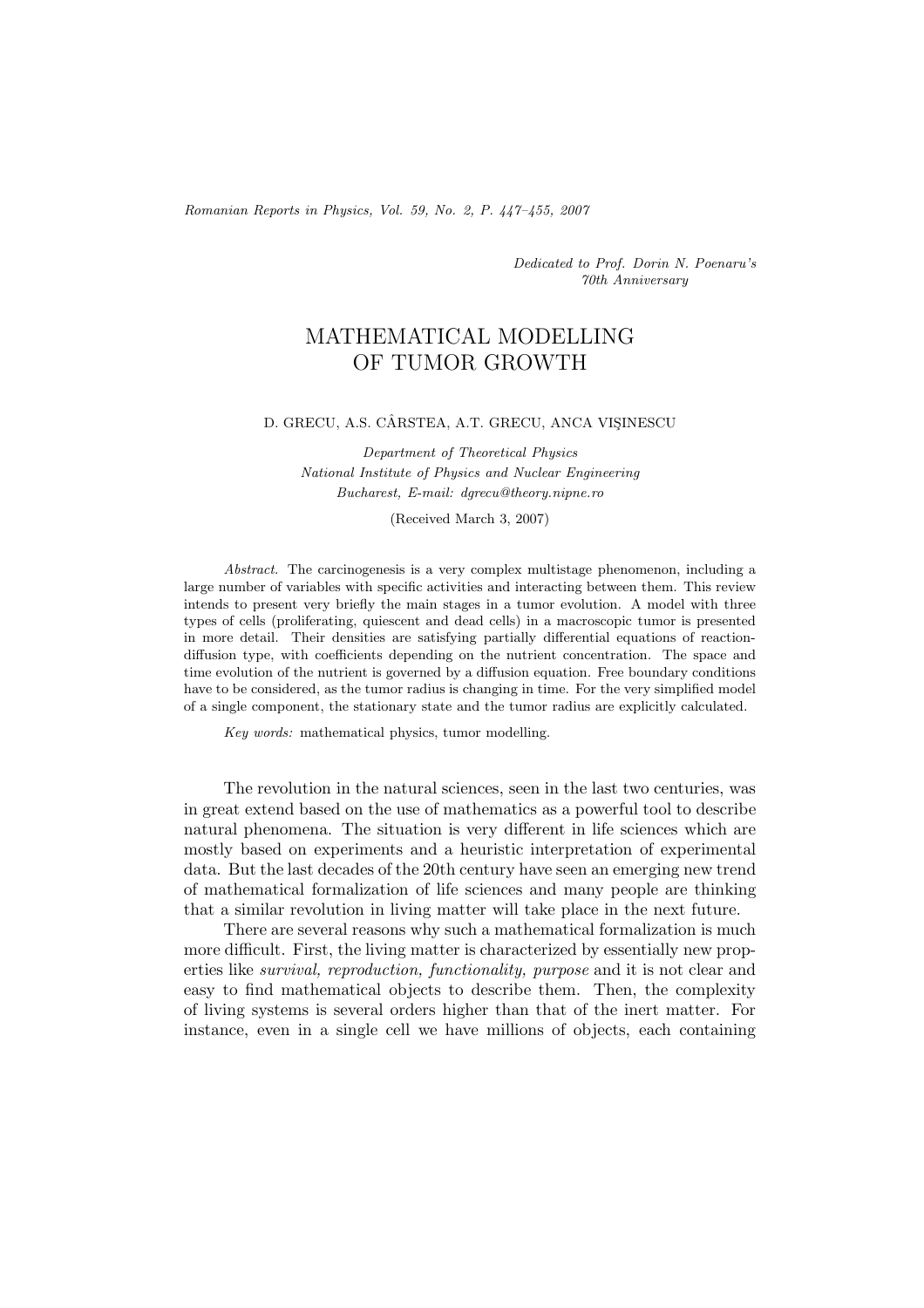Dedicated to Prof. Dorin N. Poenaru's
70th Anniversary

# MATHEMATICAL MODELLING OF TUMOR GROWTH

D. GRECU, A.S. CÂRSTEA, A.T. GRECU, ANCA VIŞINESCU

*Department of Theoretical Physics*
*National Institute of Physics and Nuclear Engineering*
*Bucharest, E-mail: dgrecu@theory.nipne.ro*

(Received March 3, 2007)

*Abstract.* The carcinogenesis is a very complex multistage phenomenon, including a large number of variables with specific activities and interacting between them. This review intends to present very briefly the main stages in a tumor evolution. A model with three types of cells (proliferating, quiescent and dead cells) in a macroscopic tumor is presented in more detail. Their densities are satisfying partially differential equations of reaction-diffusion type, with coefficients depending on the nutrient concentration. The space and time evolution of the nutrient is governed by a diffusion equation. Free boundary conditions have to be considered, as the tumor radius is changing in time. For the very simplified model of a single component, the stationary state and the tumor radius are explicitly calculated.

*Key words:* mathematical physics, tumor modelling.

The revolution in the natural sciences, seen in the last two centuries, was in great extend based on the use of mathematics as a powerful tool to describe natural phenomena. The situation is very different in life sciences which are mostly based on experiments and a heuristic interpretation of experimental data. But the last decades of the 20th century have seen an emerging new trend of mathematical formalization of life sciences and many people are thinking that a similar revolution in living matter will take place in the next future.

There are several reasons why such a mathematical formalization is much more difficult. First, the living matter is characterized by essentially new properties like *survival, reproduction, functionality, purpose* and it is not clear and easy to find mathematical objects to describe them. Then, the complexity of living systems is several orders higher than that of the inert matter. For instance, even in a single cell we have millions of objects, each containing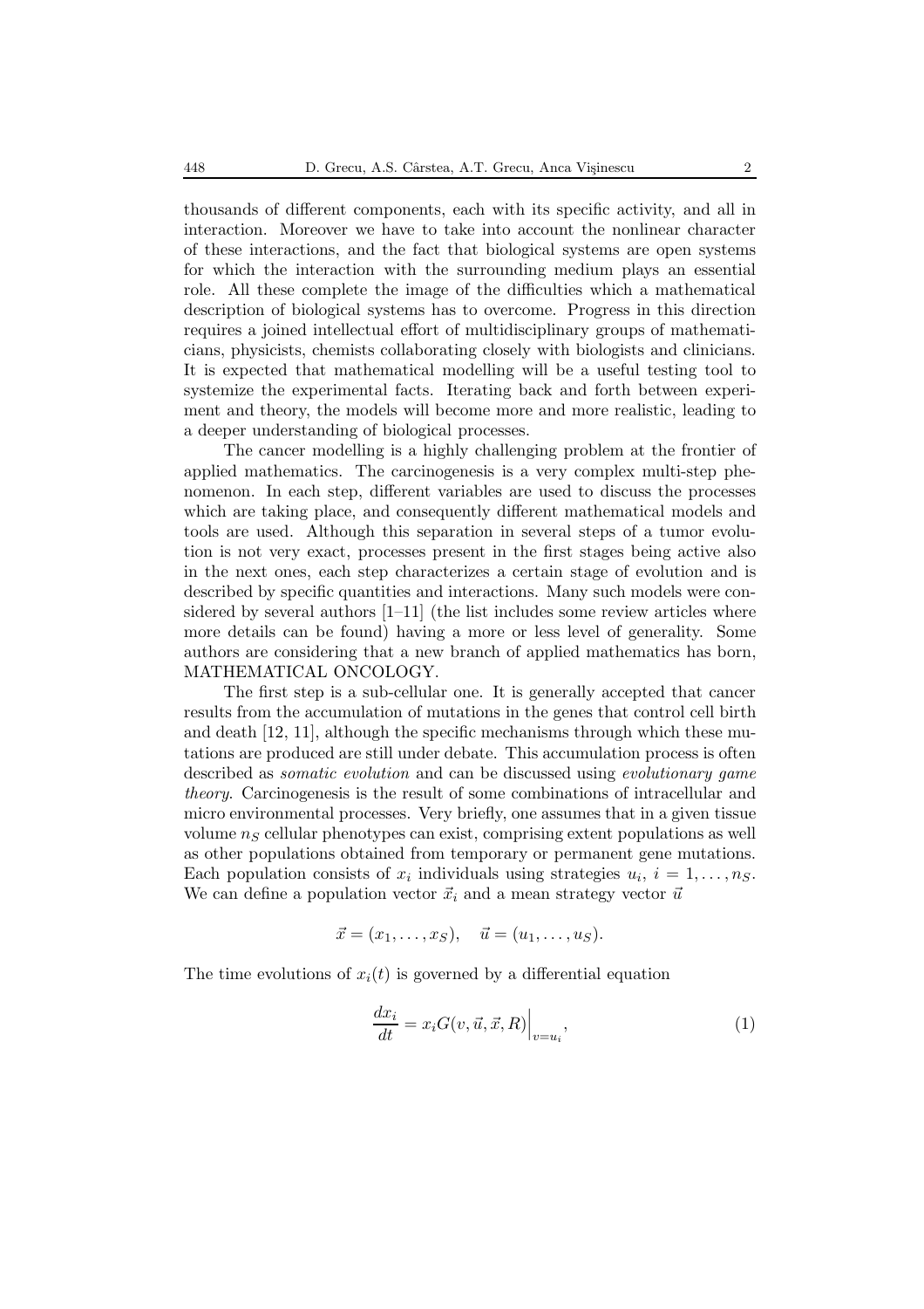thousands of different components, each with its specific activity, and all in interaction. Moreover we have to take into account the nonlinear character of these interactions, and the fact that biological systems are open systems for which the interaction with the surrounding medium plays an essential role. All these complete the image of the difficulties which a mathematical description of biological systems has to overcome. Progress in this direction requires a joined intellectual effort of multidisciplinary groups of mathematicians, physicists, chemists collaborating closely with biologists and clinicians. It is expected that mathematical modelling will be a useful testing tool to systemize the experimental facts. Iterating back and forth between experiment and theory, the models will become more and more realistic, leading to a deeper understanding of biological processes.

The cancer modelling is a highly challenging problem at the frontier of applied mathematics. The carcinogenesis is a very complex multi-step phenomenon. In each step, different variables are used to discuss the processes which are taking place, and consequently different mathematical models and tools are used. Although this separation in several steps of a tumor evolution is not very exact, processes present in the first stages being active also in the next ones, each step characterizes a certain stage of evolution and is described by specific quantities and interactions. Many such models were considered by several authors [1–11] (the list includes some review articles where more details can be found) having a more or less level of generality. Some authors are considering that a new branch of applied mathematics has born, MATHEMATICAL ONCOLOGY.

The first step is a sub-cellular one. It is generally accepted that cancer results from the accumulation of mutations in the genes that control cell birth and death [12, 11], although the specific mechanisms through which these mutations are produced are still under debate. This accumulation process is often described as *somatic evolution* and can be discussed using *evolutionary game theory*. Carcinogenesis is the result of some combinations of intracellular and micro environmental processes. Very briefly, one assumes that in a given tissue volume $n_S$ cellular phenotypes can exist, comprising extent populations as well as other populations obtained from temporary or permanent gene mutations. Each population consists of $x_i$ individuals using strategies $u_i$, $i = 1, \ldots, n_S$. We can define a population vector $\vec{x}_i$ and a mean strategy vector $\vec{u}$

$$\vec{x} = (x_1, \ldots, x_S), \quad \vec{u} = (u_1, \ldots, u_S).$$

The time evolutions of $x_i(t)$ is governed by a differential equation

$$\frac{dx_i}{dt} = x_i G(v, \vec{u}, \vec{x}, R)\Big|_{v=u_i}, \tag{1}$$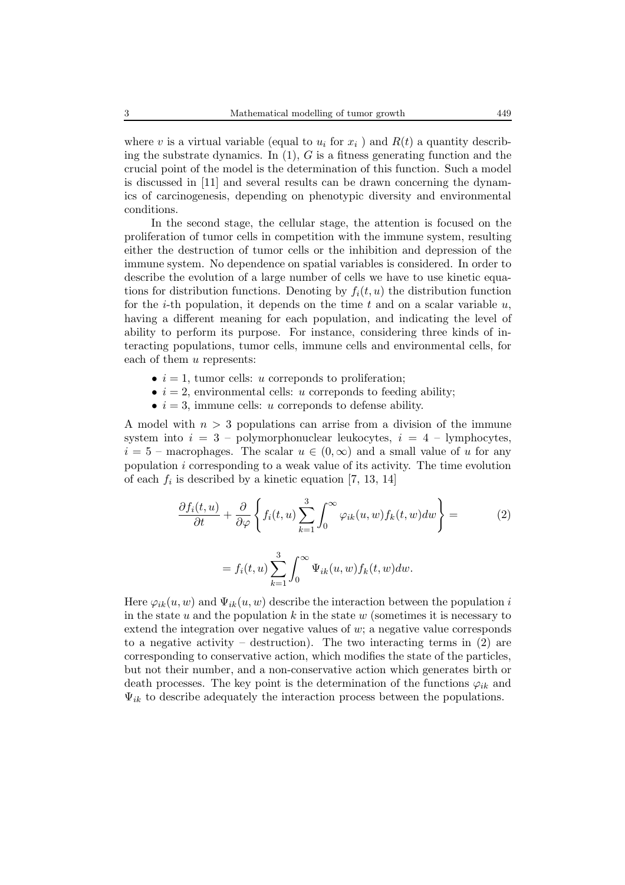where $v$ is a virtual variable (equal to $u_i$ for $x_i$ ) and $R(t)$ a quantity describing the substrate dynamics. In (1), $G$ is a fitness generating function and the crucial point of the model is the determination of this function. Such a model is discussed in [11] and several results can be drawn concerning the dynamics of carcinogenesis, depending on phenotypic diversity and environmental conditions.

In the second stage, the cellular stage, the attention is focused on the proliferation of tumor cells in competition with the immune system, resulting either the destruction of tumor cells or the inhibition and depression of the immune system. No dependence on spatial variables is considered. In order to describe the evolution of a large number of cells we have to use kinetic equations for distribution functions. Denoting by $f_i(t, u)$ the distribution function for the $i$-th population, it depends on the time $t$ and on a scalar variable $u$, having a different meaning for each population, and indicating the level of ability to perform its purpose. For instance, considering three kinds of interacting populations, tumor cells, immune cells and environmental cells, for each of them $u$ represents:

- $i = 1$, tumor cells: $u$ correponds to proliferation;
- $i = 2$, environmental cells: $u$ correponds to feeding ability;
- $i = 3$, immune cells: $u$ correponds to defense ability.

A model with $n > 3$ populations can arrise from a division of the immune system into $i = 3$ – polymorphonuclear leukocytes, $i = 4$ – lymphocytes, $i = 5$ – macrophages. The scalar $u \in (0, \infty)$ and a small value of $u$ for any population $i$ corresponding to a weak value of its activity. The time evolution of each $f_i$ is described by a kinetic equation [7, 13, 14]

$$\frac{\partial f_i(t,u)}{\partial t} + \frac{\partial}{\partial \varphi}\left\{ f_i(t,u) \sum_{k=1}^{3} \int_0^{\infty} \varphi_{ik}(u,w) f_k(t,w) dw \right\} = \tag{2}$$

$$= f_i(t,u) \sum_{k=1}^{3} \int_0^{\infty} \Psi_{ik}(u,w) f_k(t,w) dw.$$

Here $\varphi_{ik}(u, w)$ and $\Psi_{ik}(u, w)$ describe the interaction between the population $i$ in the state $u$ and the population $k$ in the state $w$ (sometimes it is necessary to extend the integration over negative values of $w$; a negative value corresponds to a negative activity – destruction). The two interacting terms in (2) are corresponding to conservative action, which modifies the state of the particles, but not their number, and a non-conservative action which generates birth or death processes. The key point is the determination of the functions $\varphi_{ik}$ and $\Psi_{ik}$ to describe adequately the interaction process between the populations.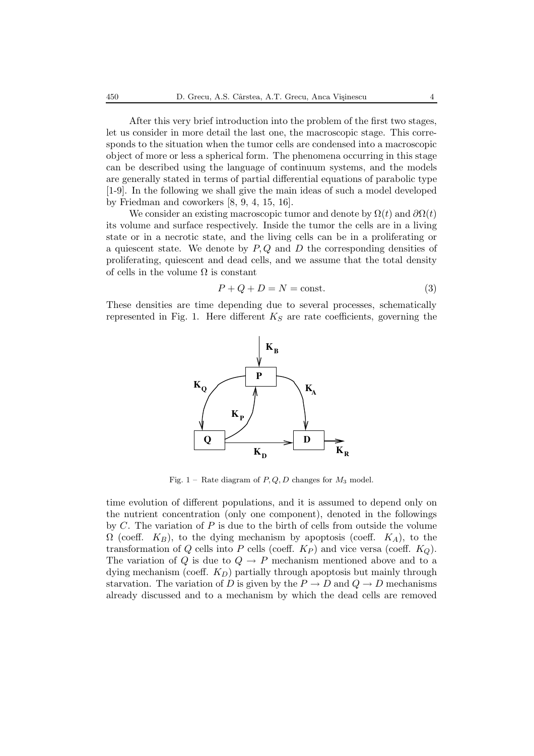After this very brief introduction into the problem of the first two stages, let us consider in more detail the last one, the macroscopic stage. This corresponds to the situation when the tumor cells are condensed into a macroscopic object of more or less a spherical form. The phenomena occurring in this stage can be described using the language of continuum systems, and the models are generally stated in terms of partial differential equations of parabolic type [1-9]. In the following we shall give the main ideas of such a model developed by Friedman and coworkers [8, 9, 4, 15, 16].

We consider an existing macroscopic tumor and denote by $\Omega(t)$ and $\partial\Omega(t)$ its volume and surface respectively. Inside the tumor the cells are in a living state or in a necrotic state, and the living cells can be in a proliferating or a quiescent state. We denote by $P, Q$ and $D$ the corresponding densities of proliferating, quiescent and dead cells, and we assume that the total density of cells in the volume $\Omega$ is constant

$$P + Q + D = N = \text{const.} \tag{3}$$

These densities are time depending due to several processes, schematically represented in Fig. 1. Here different $K_S$ are rate coefficients, governing the

Fig. 1 – Rate diagram of $P, Q, D$ changes for $M_3$ model.

time evolution of different populations, and it is assumed to depend only on the nutrient concentration (only one component), denoted in the followings by $C$. The variation of $P$ is due to the birth of cells from outside the volume $\Omega$ (coeff. $K_B$), to the dying mechanism by apoptosis (coeff. $K_A$), to the transformation of $Q$ cells into $P$ cells (coeff. $K_P$) and vice versa (coeff. $K_Q$). The variation of $Q$ is due to $Q \rightarrow P$ mechanism mentioned above and to a dying mechanism (coeff. $K_D$) partially through apoptosis but mainly through starvation. The variation of $D$ is given by the $P \rightarrow D$ and $Q \rightarrow D$ mechanisms already discussed and to a mechanism by which the dead cells are removed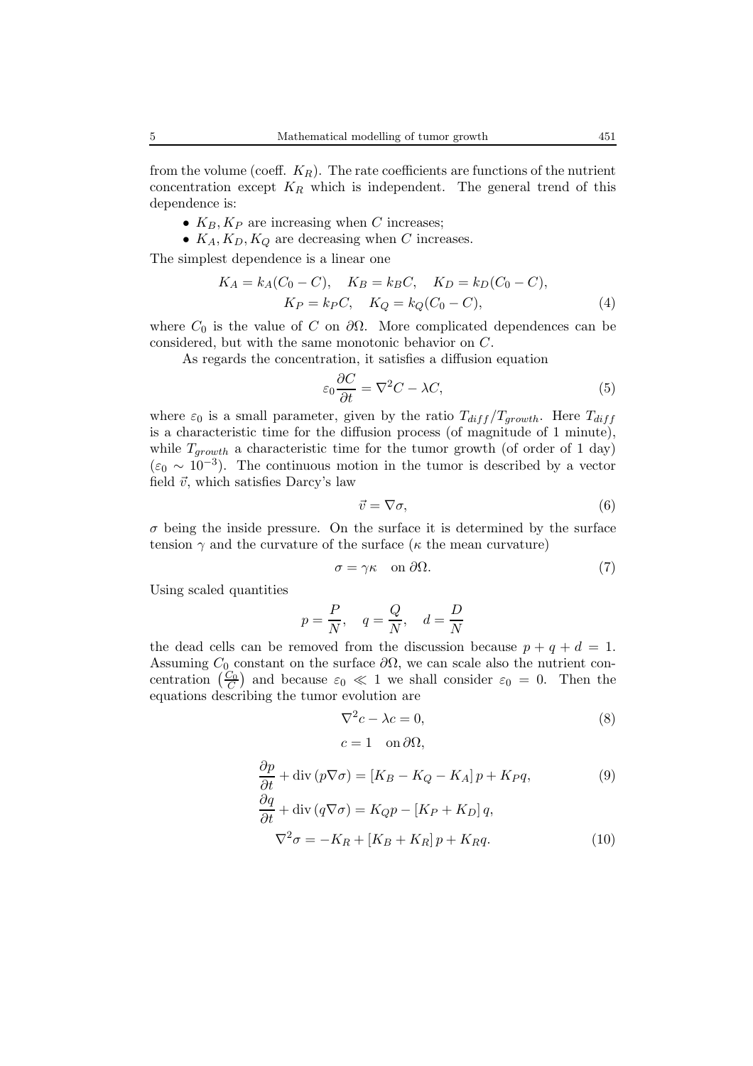from the volume (coeff. $K_R$). The rate coefficients are functions of the nutrient concentration except $K_R$ which is independent. The general trend of this dependence is:

- $K_B, K_P$ are increasing when $C$ increases;
- $K_A, K_D, K_Q$ are decreasing when $C$ increases.

The simplest dependence is a linear one

$$K_A = k_A(C_0 - C), \quad K_B = k_B C, \quad K_D = k_D(C_0 - C),$$
$$K_P = k_P C, \quad K_Q = k_Q(C_0 - C), \tag{4}$$

where $C_0$ is the value of $C$ on $\partial\Omega$. More complicated dependences can be considered, but with the same monotonic behavior on $C$.

As regards the concentration, it satisfies a diffusion equation

$$\varepsilon_0 \frac{\partial C}{\partial t} = \nabla^2 C - \lambda C, \tag{5}$$

where $\varepsilon_0$ is a small parameter, given by the ratio $T_{diff}/T_{growth}$. Here $T_{diff}$ is a characteristic time for the diffusion process (of magnitude of 1 minute), while $T_{growth}$ a characteristic time for the tumor growth (of order of 1 day) ($\varepsilon_0 \sim 10^{-3}$). The continuous motion in the tumor is described by a vector field $\vec{v}$, which satisfies Darcy's law

$$\vec{v} = \nabla\sigma, \tag{6}$$

$\sigma$ being the inside pressure. On the surface it is determined by the surface tension $\gamma$ and the curvature of the surface ($\kappa$ the mean curvature)

$$\sigma = \gamma\kappa \quad \text{on } \partial\Omega. \tag{7}$$

Using scaled quantities

$$p = \frac{P}{N}, \quad q = \frac{Q}{N}, \quad d = \frac{D}{N}$$

the dead cells can be removed from the discussion because $p + q + d = 1$. Assuming $C_0$ constant on the surface $\partial\Omega$, we can scale also the nutrient concentration $\left(\frac{C_0}{C}\right)$ and because $\varepsilon_0 \ll 1$ we shall consider $\varepsilon_0 = 0$. Then the equations describing the tumor evolution are

$$\nabla^2 c - \lambda c = 0, \tag{8}$$
$$c = 1 \quad \text{on } \partial\Omega,$$

$$\frac{\partial p}{\partial t} + \operatorname{div}(p\nabla\sigma) = [K_B - K_Q - K_A]\, p + K_P q, \tag{9}$$
$$\frac{\partial q}{\partial t} + \operatorname{div}(q\nabla\sigma) = K_Q p - [K_P + K_D]\, q,$$
$$\nabla^2\sigma = -K_R + [K_B + K_R]\, p + K_R q. \tag{10}$$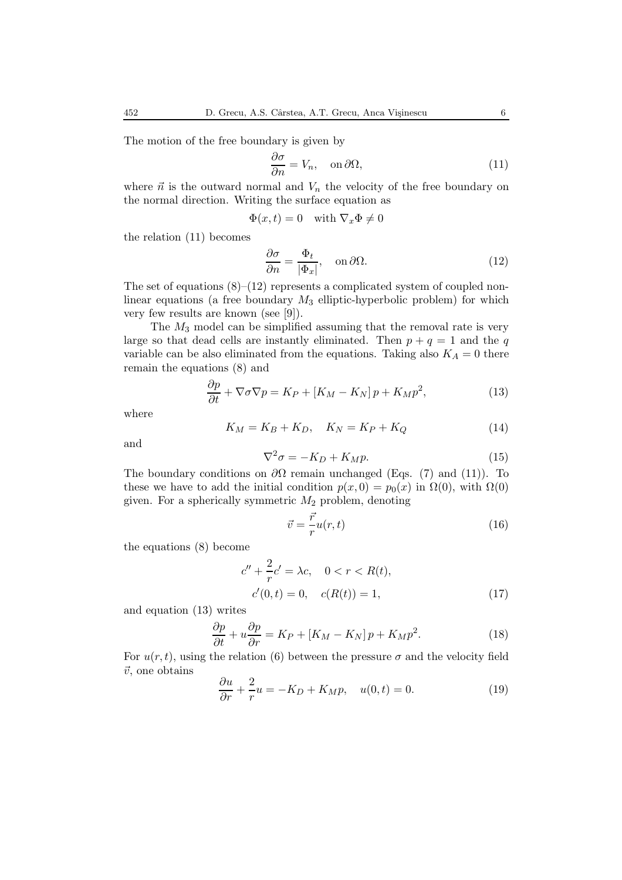The motion of the free boundary is given by

$$\frac{\partial \sigma}{\partial n} = V_n, \quad \text{on}\, \partial\Omega, \tag{11}$$

where $\vec{n}$ is the outward normal and $V_n$ the velocity of the free boundary on the normal direction. Writing the surface equation as

$$\Phi(x,t) = 0 \quad \text{with } \nabla_x \Phi \neq 0$$

the relation (11) becomes

$$\frac{\partial \sigma}{\partial n} = \frac{\Phi_t}{|\Phi_x|}, \quad \text{on}\, \partial\Omega. \tag{12}$$

The set of equations (8)–(12) represents a complicated system of coupled nonlinear equations (a free boundary $M_3$ elliptic-hyperbolic problem) for which very few results are known (see [9]).

The $M_3$ model can be simplified assuming that the removal rate is very large so that dead cells are instantly eliminated. Then $p + q = 1$ and the $q$ variable can be also eliminated from the equations. Taking also $K_A = 0$ there remain the equations (8) and

$$\frac{\partial p}{\partial t} + \nabla\sigma\nabla p = K_P + [K_M - K_N]\, p + K_M p^2, \tag{13}$$

where

$$K_M = K_B + K_D, \quad K_N = K_P + K_Q \tag{14}$$

and

$$\nabla^2 \sigma = -K_D + K_M p. \tag{15}$$

The boundary conditions on $\partial\Omega$ remain unchanged (Eqs. (7) and (11)). To these we have to add the initial condition $p(x,0) = p_0(x)$ in $\Omega(0)$, with $\Omega(0)$ given. For a spherically symmetric $M_2$ problem, denoting

$$\vec{v} = \frac{\vec{r}}{r} u(r,t) \tag{16}$$

the equations (8) become

$$\begin{gathered} c'' + \frac{2}{r} c' = \lambda c, \quad 0 < r < R(t), \\ c'(0,t) = 0, \quad c(R(t)) = 1, \end{gathered} \tag{17}$$

and equation (13) writes

$$\frac{\partial p}{\partial t} + u \frac{\partial p}{\partial r} = K_P + [K_M - K_N]\, p + K_M p^2. \tag{18}$$

For $u(r,t)$, using the relation (6) between the pressure $\sigma$ and the velocity field $\vec{v}$, one obtains

$$\frac{\partial u}{\partial r} + \frac{2}{r} u = -K_D + K_M p, \quad u(0,t) = 0. \tag{19}$$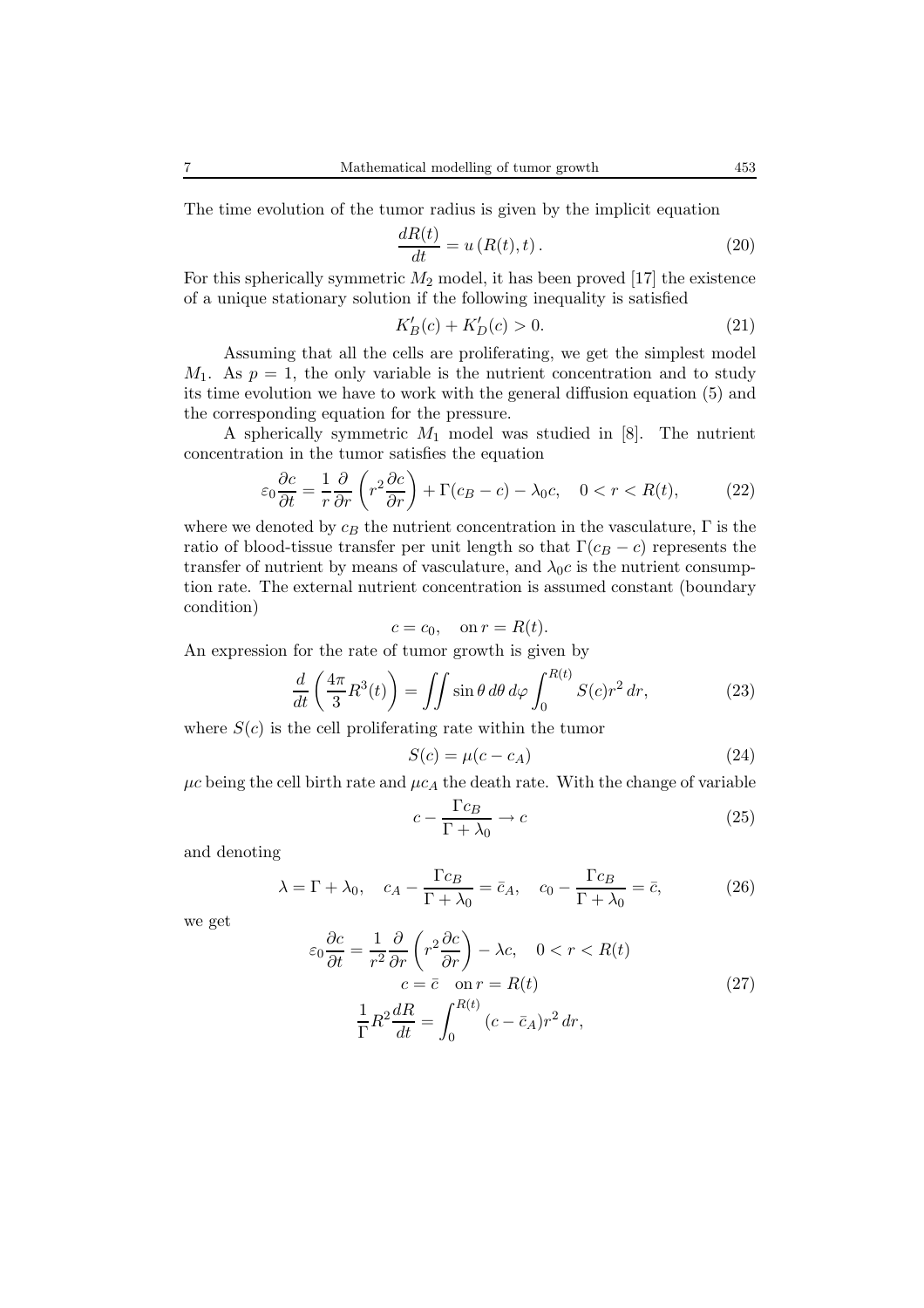The time evolution of the tumor radius is given by the implicit equation

$$\frac{dR(t)}{dt} = u\left(R(t), t\right). \tag{20}$$

For this spherically symmetric $M_2$ model, it has been proved [17] the existence of a unique stationary solution if the following inequality is satisfied

$$K_B'(c) + K_D'(c) > 0. \tag{21}$$

Assuming that all the cells are proliferating, we get the simplest model $M_1$. As $p = 1$, the only variable is the nutrient concentration and to study its time evolution we have to work with the general diffusion equation (5) and the corresponding equation for the pressure.

A spherically symmetric $M_1$ model was studied in [8]. The nutrient concentration in the tumor satisfies the equation

$$\varepsilon_0 \frac{\partial c}{\partial t} = \frac{1}{r}\frac{\partial}{\partial r}\left(r^2 \frac{\partial c}{\partial r}\right) + \Gamma(c_B - c) - \lambda_0 c, \quad 0 < r < R(t), \tag{22}$$

where we denoted by $c_B$ the nutrient concentration in the vasculature, $\Gamma$ is the ratio of blood-tissue transfer per unit length so that $\Gamma(c_B - c)$ represents the transfer of nutrient by means of vasculature, and $\lambda_0 c$ is the nutrient consumption rate. The external nutrient concentration is assumed constant (boundary condition)

$$c = c_0, \quad \text{on } r = R(t).$$

An expression for the rate of tumor growth is given by

$$\frac{d}{dt}\left(\frac{4\pi}{3}R^3(t)\right) = \iint \sin\theta \, d\theta \, d\varphi \int_0^{R(t)} S(c) r^2 \, dr, \tag{23}$$

where $S(c)$ is the cell proliferating rate within the tumor

$$S(c) = \mu(c - c_A) \tag{24}$$

$\mu c$ being the cell birth rate and $\mu c_A$ the death rate. With the change of variable

$$c - \frac{\Gamma c_B}{\Gamma + \lambda_0} \to c \tag{25}$$

and denoting

$$\lambda = \Gamma + \lambda_0, \quad c_A - \frac{\Gamma c_B}{\Gamma + \lambda_0} = \bar{c}_A, \quad c_0 - \frac{\Gamma c_B}{\Gamma + \lambda_0} = \bar{c}, \tag{26}$$

we get

$$\begin{gathered}
\varepsilon_0 \frac{\partial c}{\partial t} = \frac{1}{r^2}\frac{\partial}{\partial r}\left(r^2 \frac{\partial c}{\partial r}\right) - \lambda c, \quad 0 < r < R(t) \\
c = \bar{c} \quad \text{on } r = R(t) \\
\frac{1}{\Gamma} R^2 \frac{dR}{dt} = \int_0^{R(t)} (c - \bar{c}_A) r^2 \, dr,
\end{gathered} \tag{27}$$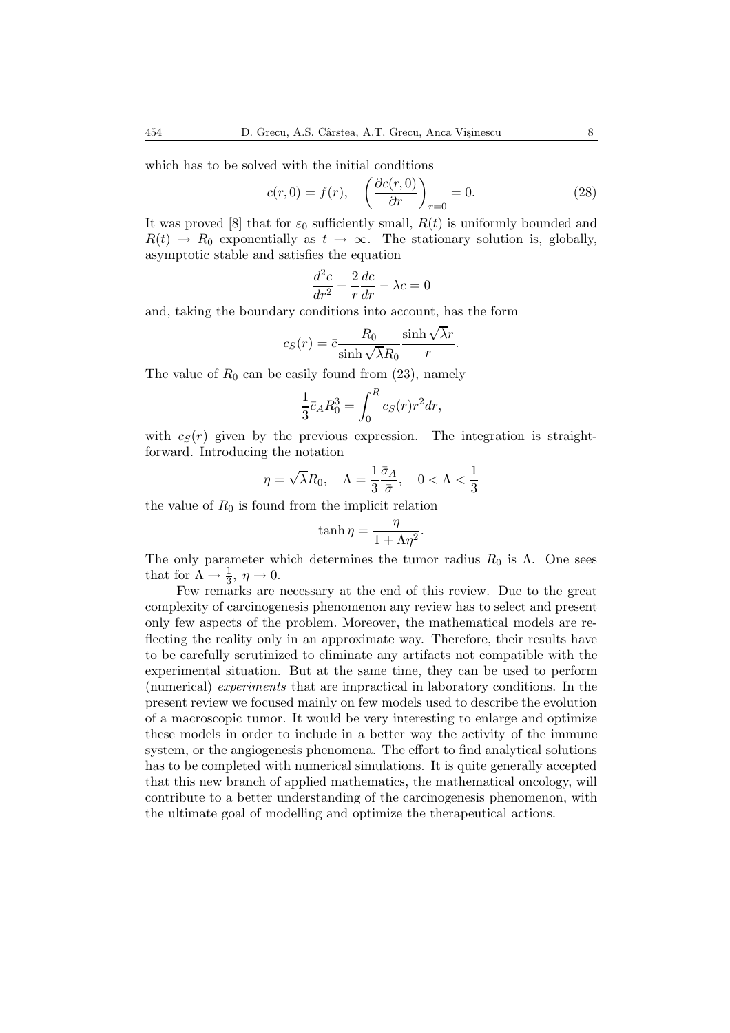which has to be solved with the initial conditions

$$c(r,0) = f(r), \quad \left(\frac{\partial c(r,0)}{\partial r}\right)_{r=0} = 0. \tag{28}$$

It was proved [8] that for $\varepsilon_0$ sufficiently small, $R(t)$ is uniformly bounded and $R(t) \to R_0$ exponentially as $t \to \infty$. The stationary solution is, globally, asymptotic stable and satisfies the equation

$$\frac{d^2c}{dr^2} + \frac{2}{r}\frac{dc}{dr} - \lambda c = 0$$

and, taking the boundary conditions into account, has the form

$$c_S(r) = \bar{c}\frac{R_0}{\sinh\sqrt{\lambda}R_0}\frac{\sinh\sqrt{\lambda}r}{r}.$$

The value of $R_0$ can be easily found from (23), namely

$$\frac{1}{3}\bar{c}_A R_0^3 = \int_0^R c_S(r)r^2 dr,$$

with $c_S(r)$ given by the previous expression. The integration is straightforward. Introducing the notation

$$\eta = \sqrt{\lambda}R_0, \quad \Lambda = \frac{1}{3}\frac{\bar{\sigma}_A}{\bar{\sigma}}, \quad 0 < \Lambda < \frac{1}{3}$$

the value of $R_0$ is found from the implicit relation

$$\tanh\eta = \frac{\eta}{1 + \Lambda\eta^2}.$$

The only parameter which determines the tumor radius $R_0$ is $\Lambda$. One sees that for $\Lambda \to \frac{1}{3}$, $\eta \to 0$.

Few remarks are necessary at the end of this review. Due to the great complexity of carcinogenesis phenomenon any review has to select and present only few aspects of the problem. Moreover, the mathematical models are reflecting the reality only in an approximate way. Therefore, their results have to be carefully scrutinized to eliminate any artifacts not compatible with the experimental situation. But at the same time, they can be used to perform (numerical) *experiments* that are impractical in laboratory conditions. In the present review we focused mainly on few models used to describe the evolution of a macroscopic tumor. It would be very interesting to enlarge and optimize these models in order to include in a better way the activity of the immune system, or the angiogenesis phenomena. The effort to find analytical solutions has to be completed with numerical simulations. It is quite generally accepted that this new branch of applied mathematics, the mathematical oncology, will contribute to a better understanding of the carcinogenesis phenomenon, with the ultimate goal of modelling and optimize the therapeutical actions.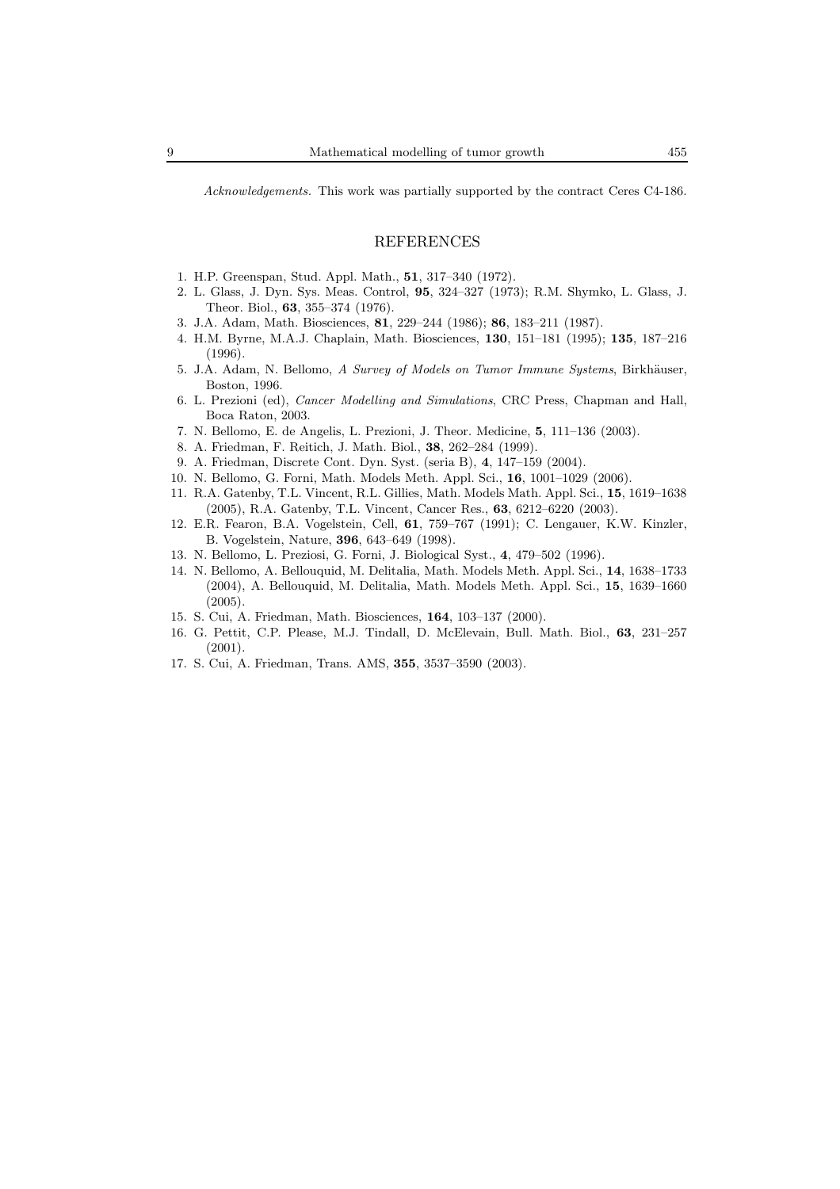*Acknowledgements.* This work was partially supported by the contract Ceres C4-186.

## REFERENCES

1. H.P. Greenspan, Stud. Appl. Math., **51**, 317–340 (1972).
2. L. Glass, J. Dyn. Sys. Meas. Control, **95**, 324–327 (1973); R.M. Shymko, L. Glass, J. Theor. Biol., **63**, 355–374 (1976).
3. J.A. Adam, Math. Biosciences, **81**, 229–244 (1986); **86**, 183–211 (1987).
4. H.M. Byrne, M.A.J. Chaplain, Math. Biosciences, **130**, 151–181 (1995); **135**, 187–216 (1996).
5. J.A. Adam, N. Bellomo, *A Survey of Models on Tumor Immune Systems*, Birkhäuser, Boston, 1996.
6. L. Prezioni (ed), *Cancer Modelling and Simulations*, CRC Press, Chapman and Hall, Boca Raton, 2003.
7. N. Bellomo, E. de Angelis, L. Prezioni, J. Theor. Medicine, **5**, 111–136 (2003).
8. A. Friedman, F. Reitich, J. Math. Biol., **38**, 262–284 (1999).
9. A. Friedman, Discrete Cont. Dyn. Syst. (seria B), **4**, 147–159 (2004).
10. N. Bellomo, G. Forni, Math. Models Meth. Appl. Sci., **16**, 1001–1029 (2006).
11. R.A. Gatenby, T.L. Vincent, R.L. Gillies, Math. Models Math. Appl. Sci., **15**, 1619–1638 (2005), R.A. Gatenby, T.L. Vincent, Cancer Res., **63**, 6212–6220 (2003).
12. E.R. Fearon, B.A. Vogelstein, Cell, **61**, 759–767 (1991); C. Lengauer, K.W. Kinzler, B. Vogelstein, Nature, **396**, 643–649 (1998).
13. N. Bellomo, L. Preziosi, G. Forni, J. Biological Syst., **4**, 479–502 (1996).
14. N. Bellomo, A. Bellouquid, M. Delitalia, Math. Models Meth. Appl. Sci., **14**, 1638–1733 (2004), A. Bellouquid, M. Delitalia, Math. Models Meth. Appl. Sci., **15**, 1639–1660 (2005).
15. S. Cui, A. Friedman, Math. Biosciences, **164**, 103–137 (2000).
16. G. Pettit, C.P. Please, M.J. Tindall, D. McElevain, Bull. Math. Biol., **63**, 231–257 (2001).
17. S. Cui, A. Friedman, Trans. AMS, **355**, 3537–3590 (2003).